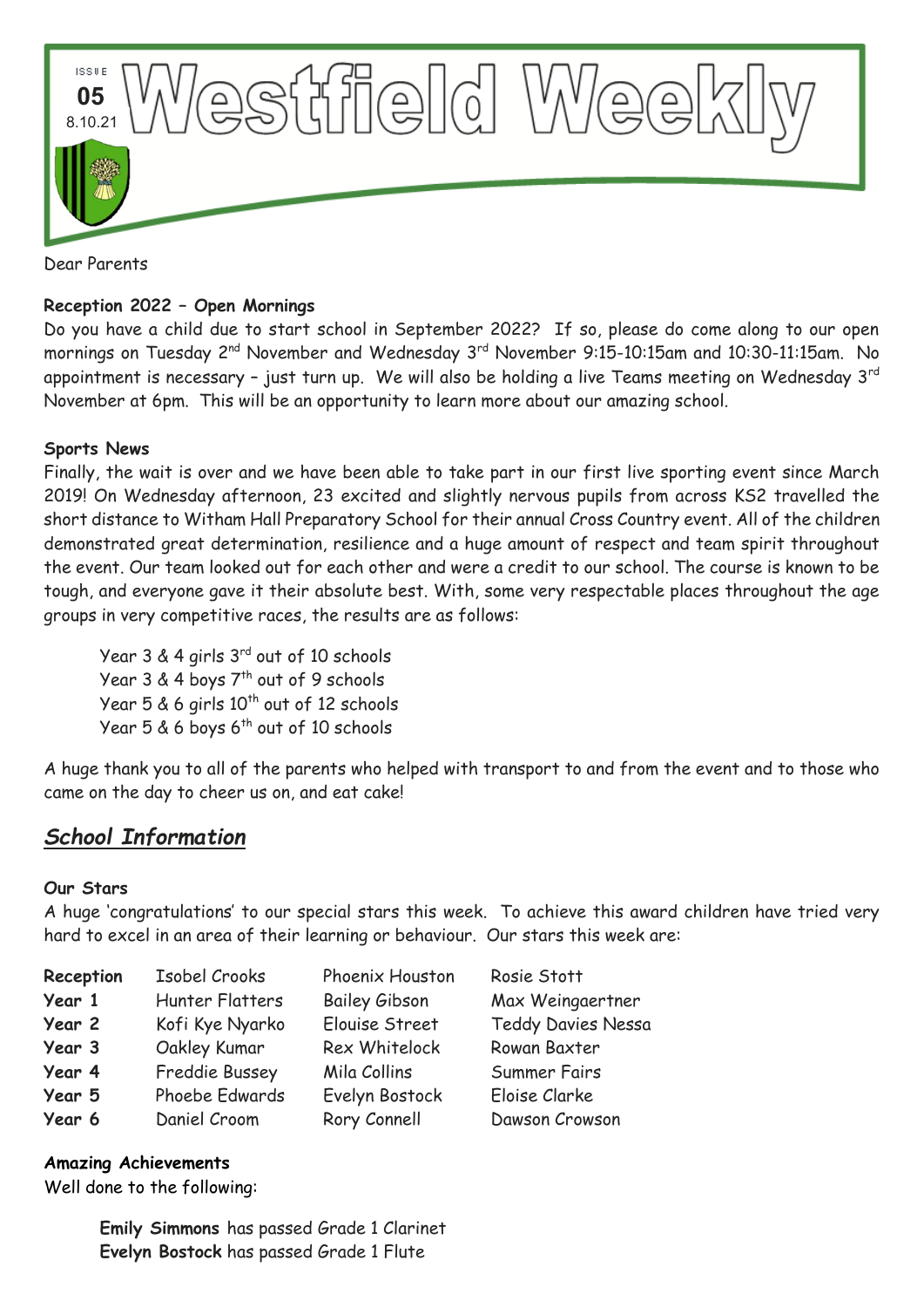# Westfield Weekly

ISSUE **05** 8.10.21

Dear Parents

**Reception 2022 – Open Mornings**

Do you have a child due to start school in September 2022? If so, please do come along to our open mornings on Tuesday 2nd November and Wednesday 3rd November 9:15-10:15am and 10:30-11:15am. No appointment is necessary – just turn up. We will also be holding a live Teams meeting on Wednesday 3rd November at 6pm. This will be an opportunity to learn more about our amazing school.

**Sports News**

Finally, the wait is over and we have been able to take part in our first live sporting event since March 2019! On Wednesday afternoon, 23 excited and slightly nervous pupils from across KS2 travelled the short distance to Witham Hall Preparatory School for their annual Cross Country event. All of the children demonstrated great determination, resilience and a huge amount of respect and team spirit throughout the event. Our team looked out for each other and were a credit to our school. The course is known to be tough, and everyone gave it their absolute best. With, some very respectable places throughout the age groups in very competitive races, the results are as follows:

Year 3 & 4 girls 3rd out of 10 schools
Year 3 & 4 boys 7th out of 9 schools
Year 5 & 6 girls 10th out of 12 schools
Year 5 & 6 boys 6th out of 10 schools

A huge thank you to all of the parents who helped with transport to and from the event and to those who came on the day to cheer us on, and eat cake!

## *School Information*

**Our Stars**

A huge 'congratulations' to our special stars this week. To achieve this award children have tried very hard to excel in an area of their learning or behaviour. Our stars this week are:

| | | | |
|---|---|---|---|
| **Reception** | Isobel Crooks | Phoenix Houston | Rosie Stott |
| **Year 1** | Hunter Flatters | Bailey Gibson | Max Weingaertner |
| **Year 2** | Kofi Kye Nyarko | Elouise Street | Teddy Davies Nessa |
| **Year 3** | Oakley Kumar | Rex Whitelock | Rowan Baxter |
| **Year 4** | Freddie Bussey | Mila Collins | Summer Fairs |
| **Year 5** | Phoebe Edwards | Evelyn Bostock | Eloise Clarke |
| **Year 6** | Daniel Croom | Rory Connell | Dawson Crowson |

**Amazing Achievements**

Well done to the following:

**Emily Simmons** has passed Grade 1 Clarinet
**Evelyn Bostock** has passed Grade 1 Flute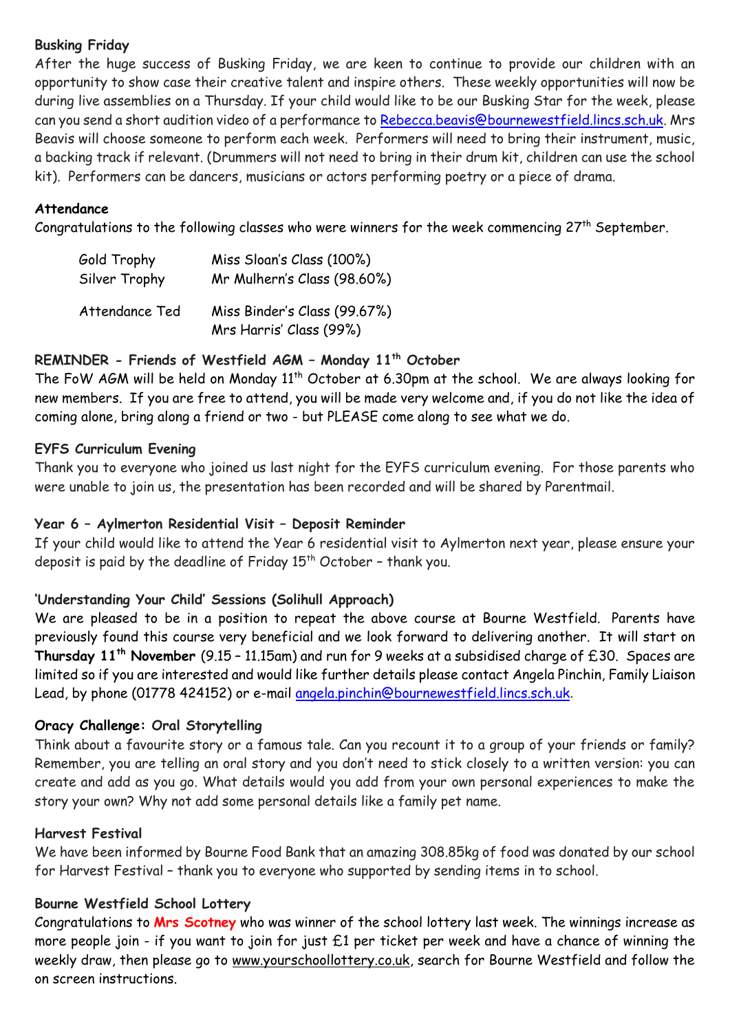**Busking Friday**

After the huge success of Busking Friday, we are keen to continue to provide our children with an opportunity to show case their creative talent and inspire others. These weekly opportunities will now be during live assemblies on a Thursday. If your child would like to be our Busking Star for the week, please can you send a short audition video of a performance to Rebecca.beavis@bournewestfield.lincs.sch.uk. Mrs Beavis will choose someone to perform each week. Performers will need to bring their instrument, music, a backing track if relevant. (Drummers will not need to bring in their drum kit, children can use the school kit). Performers can be dancers, musicians or actors performing poetry or a piece of drama.

**Attendance**

Congratulations to the following classes who were winners for the week commencing 27th September.

| | |
|---|---|
| Gold Trophy | Miss Sloan's Class (100%) |
| Silver Trophy | Mr Mulhern's Class (98.60%) |
| Attendance Ted | Miss Binder's Class (99.67%) |
| | Mrs Harris' Class (99%) |

**REMINDER - Friends of Westfield AGM – Monday 11th October**

The FoW AGM will be held on Monday 11th October at 6.30pm at the school. We are always looking for new members. If you are free to attend, you will be made very welcome and, if you do not like the idea of coming alone, bring along a friend or two - but PLEASE come along to see what we do.

**EYFS Curriculum Evening**

Thank you to everyone who joined us last night for the EYFS curriculum evening. For those parents who were unable to join us, the presentation has been recorded and will be shared by Parentmail.

**Year 6 – Aylmerton Residential Visit – Deposit Reminder**

If your child would like to attend the Year 6 residential visit to Aylmerton next year, please ensure your deposit is paid by the deadline of Friday 15th October – thank you.

**'Understanding Your Child' Sessions (Solihull Approach)**

We are pleased to be in a position to repeat the above course at Bourne Westfield. Parents have previously found this course very beneficial and we look forward to delivering another. It will start on **Thursday 11th November** (9.15 – 11.15am) and run for 9 weeks at a subsidised charge of £30. Spaces are limited so if you are interested and would like further details please contact Angela Pinchin, Family Liaison Lead, by phone (01778 424152) or e-mail angela.pinchin@bournewestfield.lincs.sch.uk.

**Oracy Challenge: Oral Storytelling**

Think about a favourite story or a famous tale. Can you recount it to a group of your friends or family? Remember, you are telling an oral story and you don't need to stick closely to a written version: you can create and add as you go. What details would you add from your own personal experiences to make the story your own? Why not add some personal details like a family pet name.

**Harvest Festival**

We have been informed by Bourne Food Bank that an amazing 308.85kg of food was donated by our school for Harvest Festival – thank you to everyone who supported by sending items in to school.

**Bourne Westfield School Lottery**

Congratulations to **Mrs Scotney** who was winner of the school lottery last week. The winnings increase as more people join - if you want to join for just £1 per ticket per week and have a chance of winning the weekly draw, then please go to www.yourschoollottery.co.uk, search for Bourne Westfield and follow the on screen instructions.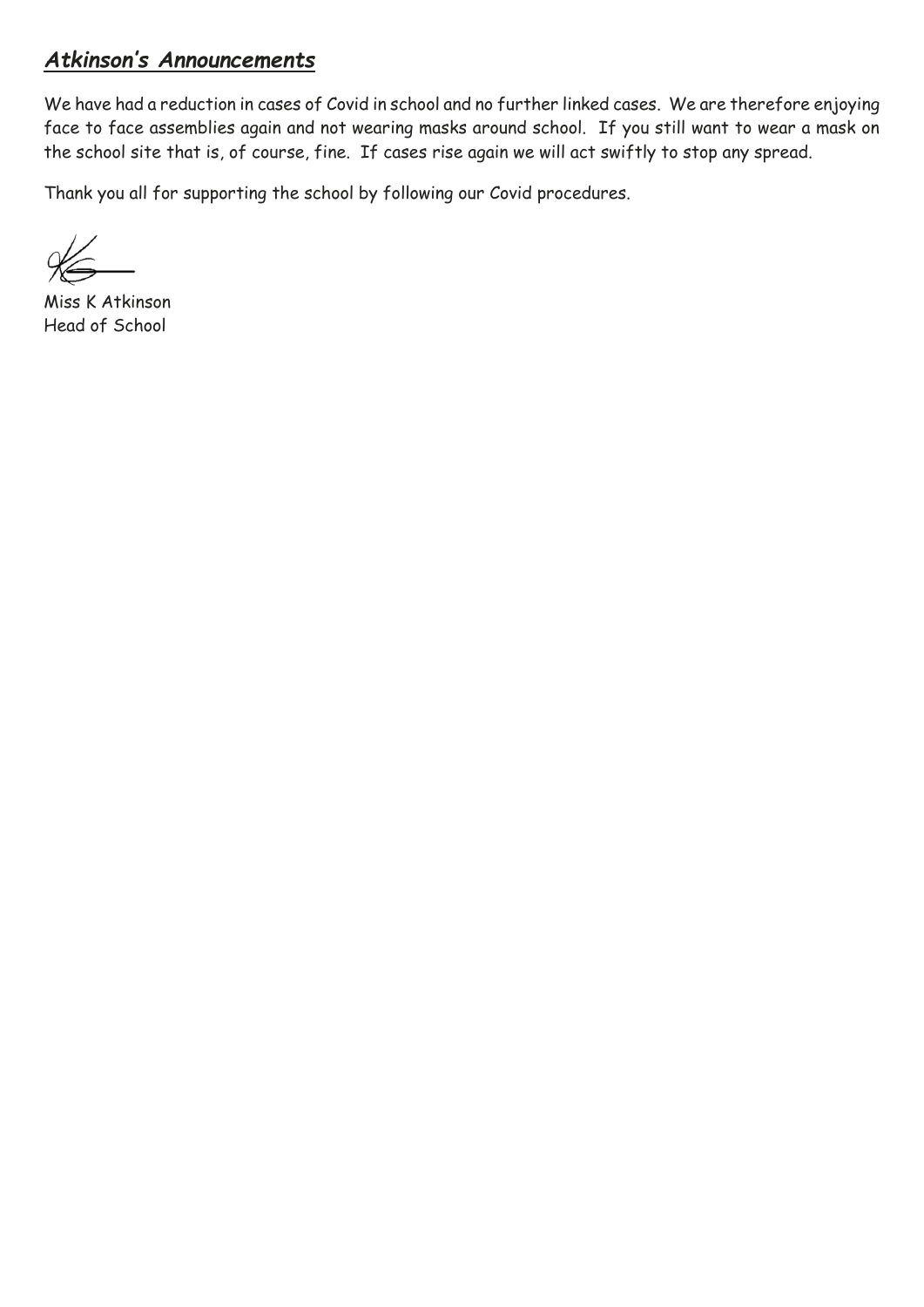## ***Atkinson's Announcements***

We have had a reduction in cases of Covid in school and no further linked cases. We are therefore enjoying face to face assemblies again and not wearing masks around school. If you still want to wear a mask on the school site that is, of course, fine. If cases rise again we will act swiftly to stop any spread.

Thank you all for supporting the school by following our Covid procedures.

Miss K Atkinson
Head of School